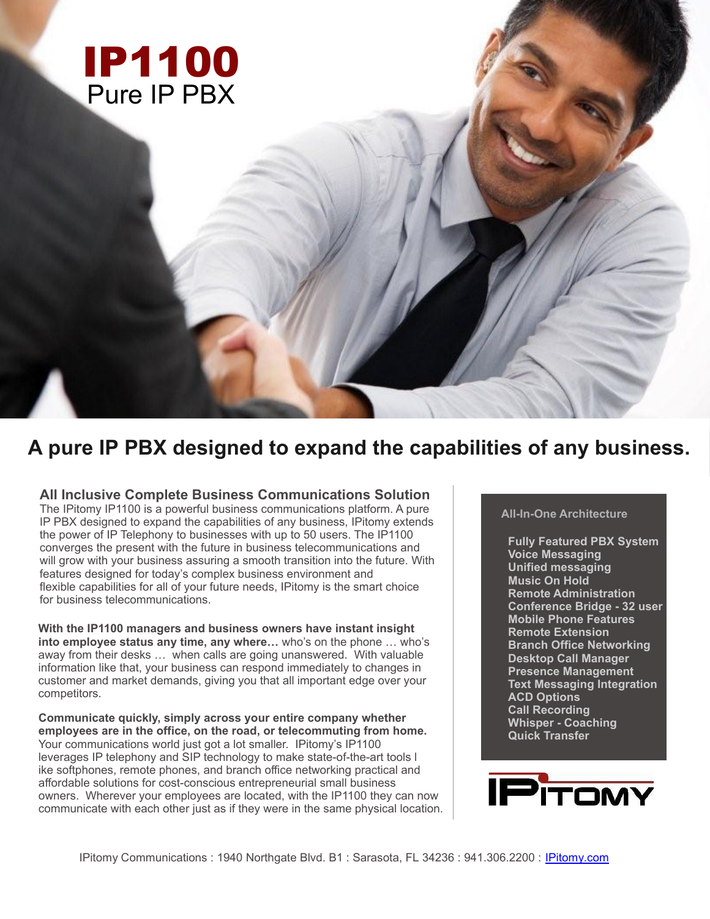# IP1100

Pure IP PBX

## A pure IP PBX designed to expand the capabilities of any business.

### All Inclusive Complete Business Communications Solution

The IPitomy IP1100 is a powerful business communications platform. A pure IP PBX designed to expand the capabilities of any business, IPitomy extends the power of IP Telephony to businesses with up to 50 users. The IP1100 converges the present with the future in business telecommunications and will grow with your business assuring a smooth transition into the future. With features designed for today's complex business environment and flexible capabilities for all of your future needs, IPitomy is the smart choice for business telecommunications.

**With the IP1100 managers and business owners have instant insight into employee status any time, any where…** who's on the phone … who's away from their desks … when calls are going unanswered. With valuable information like that, your business can respond immediately to changes in customer and market demands, giving you that all important edge over your competitors.

**Communicate quickly, simply across your entire company whether employees are in the office, on the road, or telecommuting from home.** Your communications world just got a lot smaller. IPitomy's IP1100 leverages IP telephony and SIP technology to make state-of-the-art tools l ike softphones, remote phones, and branch office networking practical and affordable solutions for cost-conscious entrepreneurial small business owners. Wherever your employees are located, with the IP1100 they can now communicate with each other just as if they were in the same physical location.

**All-In-One Architecture**

- Fully Featured PBX System
- Voice Messaging
- Unified messaging
- Music On Hold
- Remote Administration
- Conference Bridge - 32 user
- Mobile Phone Features
- Remote Extension
- Branch Office Networking
- Desktop Call Manager
- Presence Management
- Text Messaging Integration
- ACD Options
- Call Recording
- Whisper - Coaching
- Quick Transfer

IPITOMY

IPitomy Communications : 1940 Northgate Blvd. B1 : Sarasota, FL 34236 : 941.306.2200 : IPitomy.com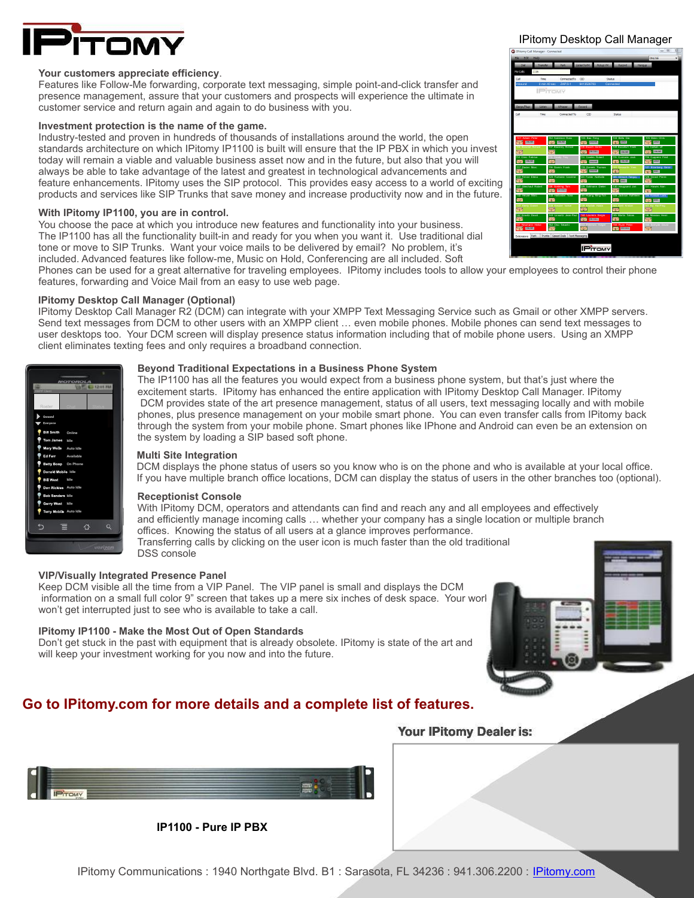IPitomy Desktop Call Manager

**Your customers appreciate efficiency**.
Features like Follow-Me forwarding, corporate text messaging, simple point-and-click transfer and presence management, assure that your customers and prospects will experience the ultimate in customer service and return again and again to do business with you.

**Investment protection is the name of the game.**
Industry-tested and proven in hundreds of thousands of installations around the world, the open standards architecture on which IPitomy IP1100 is built will ensure that the IP PBX in which you invest today will remain a viable and valuable business asset now and in the future, but also that you will always be able to take advantage of the latest and greatest in technological advancements and feature enhancements. IPitomy uses the SIP protocol. This provides easy access to a world of exciting products and services like SIP Trunks that save money and increase productivity now and in the future.

**With IPitomy IP1100, you are in control.**
You choose the pace at which you introduce new features and functionality into your business. The IP1100 has all the functionality built-in and ready for you when you want it. Use traditional dial tone or move to SIP Trunks. Want your voice mails to be delivered by email? No problem, it's included. Advanced features like follow-me, Music on Hold, Conferencing are all included. Soft Phones can be used for a great alternative for traveling employees. IPitomy includes tools to allow your employees to control their phone features, forwarding and Voice Mail from an easy to use web page.

**IPitomy Desktop Call Manager (Optional)**
IPitomy Desktop Call Manager R2 (DCM) can integrate with your XMPP Text Messaging Service such as Gmail or other XMPP servers. Send text messages from DCM to other users with an XMPP client … even mobile phones. Mobile phones can send text messages to user desktops too. Your DCM screen will display presence status information including that of mobile phone users. Using an XMPP client eliminates texting fees and only requires a broadband connection.

**Beyond Traditional Expectations in a Business Phone System**
The IP1100 has all the features you would expect from a business phone system, but that's just where the excitement starts. IPitomy has enhanced the entire application with IPitomy Desktop Call Manager. IPitomy DCM provides state of the art presence management, status of all users, text messaging locally and with mobile phones, plus presence management on your mobile smart phone. You can even transfer calls from IPitomy back through the system from your mobile phone. Smart phones like IPhone and Android can even be an extension on the system by loading a SIP based soft phone.

**Multi Site Integration**
DCM displays the phone status of users so you know who is on the phone and who is available at your local office. If you have multiple branch office locations, DCM can display the status of users in the other branches too (optional).

**Receptionist Console**
With IPitomy DCM, operators and attendants can find and reach any and all employees and effectively and efficiently manage incoming calls … whether your company has a single location or multiple branch offices. Knowing the status of all users at a glance improves performance.
Transferring calls by clicking on the user icon is much faster than the old traditional DSS console

**VIP/Visually Integrated Presence Panel**
Keep DCM visible all the time from a VIP Panel. The VIP panel is small and displays the DCM information on a small full color 9" screen that takes up a mere six inches of desk space. Your worl won't get interrupted just to see who is available to take a call.

**IPitomy IP1100 - Make the Most Out of Open Standards**
Don't get stuck in the past with equipment that is already obsolete. IPitomy is state of the art and will keep your investment working for you now and into the future.

## Go to IPitomy.com for more details and a complete list of features.

**Your IPitomy Dealer is:**

**IP1100 - Pure IP PBX**

IPitomy Communications : 1940 Northgate Blvd. B1 : Sarasota, FL 34236 : 941.306.2200 : IPitomy.com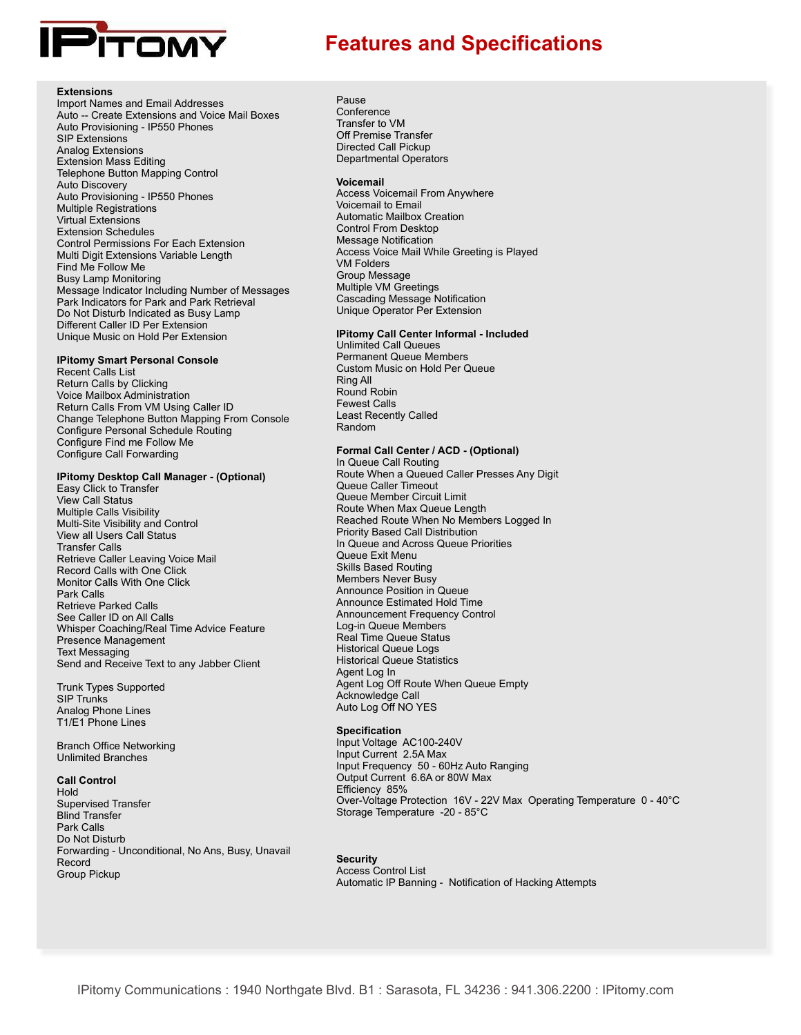# Features and Specifications

**Extensions**
Import Names and Email Addresses
Auto -- Create Extensions and Voice Mail Boxes
Auto Provisioning - IP550 Phones
SIP Extensions
Analog Extensions
Extension Mass Editing
Telephone Button Mapping Control
Auto Discovery
Auto Provisioning - IP550 Phones
Multiple Registrations
Virtual Extensions
Extension Schedules
Control Permissions For Each Extension
Multi Digit Extensions Variable Length
Find Me Follow Me
Busy Lamp Monitoring
Message Indicator Including Number of Messages
Park Indicators for Park and Park Retrieval
Do Not Disturb Indicated as Busy Lamp
Different Caller ID Per Extension
Unique Music on Hold Per Extension

**IPitomy Smart Personal Console**
Recent Calls List
Return Calls by Clicking
Voice Mailbox Administration
Return Calls From VM Using Caller ID
Change Telephone Button Mapping From Console
Configure Personal Schedule Routing
Configure Find me Follow Me
Configure Call Forwarding

**IPitomy Desktop Call Manager - (Optional)**
Easy Click to Transfer
View Call Status
Multiple Calls Visibility
Multi-Site Visibility and Control
View all Users Call Status
Transfer Calls
Retrieve Caller Leaving Voice Mail
Record Calls with One Click
Monitor Calls With One Click
Park Calls
Retrieve Parked Calls
See Caller ID on All Calls
Whisper Coaching/Real Time Advice Feature
Presence Management
Text Messaging
Send and Receive Text to any Jabber Client

Trunk Types Supported
SIP Trunks
Analog Phone Lines
T1/E1 Phone Lines

Branch Office Networking
Unlimited Branches

**Call Control**
Hold
Supervised Transfer
Blind Transfer
Park Calls
Do Not Disturb
Forwarding - Unconditional, No Ans, Busy, Unavail
Record
Group Pickup
Pause
Conference
Transfer to VM
Off Premise Transfer
Directed Call Pickup
Departmental Operators

**Voicemail**
Access Voicemail From Anywhere
Voicemail to Email
Automatic Mailbox Creation
Control From Desktop
Message Notification
Access Voice Mail While Greeting is Played
VM Folders
Group Message
Multiple VM Greetings
Cascading Message Notification
Unique Operator Per Extension

**IPitomy Call Center Informal - Included**
Unlimited Call Queues
Permanent Queue Members
Custom Music on Hold Per Queue
Ring All
Round Robin
Fewest Calls
Least Recently Called
Random

**Formal Call Center / ACD - (Optional)**
In Queue Call Routing
Route When a Queued Caller Presses Any Digit
Queue Caller Timeout
Queue Member Circuit Limit
Route When Max Queue Length
Reached Route When No Members Logged In
Priority Based Call Distribution
In Queue and Across Queue Priorities
Queue Exit Menu
Skills Based Routing
Members Never Busy
Announce Position in Queue
Announce Estimated Hold Time
Announcement Frequency Control
Log-in Queue Members
Real Time Queue Status
Historical Queue Logs
Historical Queue Statistics
Agent Log In
Agent Log Off Route When Queue Empty
Acknowledge Call
Auto Log Off NO YES

**Specification**
Input Voltage AC100-240V
Input Current 2.5A Max
Input Frequency 50 - 60Hz Auto Ranging
Output Current 6.6A or 80W Max
Efficiency 85%
Over-Voltage Protection 16V - 22V Max Operating Temperature 0 - 40°C
Storage Temperature -20 - 85°C

**Security**
Access Control List
Automatic IP Banning - Notification of Hacking Attempts

IPitomy Communications : 1940 Northgate Blvd. B1 : Sarasota, FL 34236 : 941.306.2200 : IPitomy.com